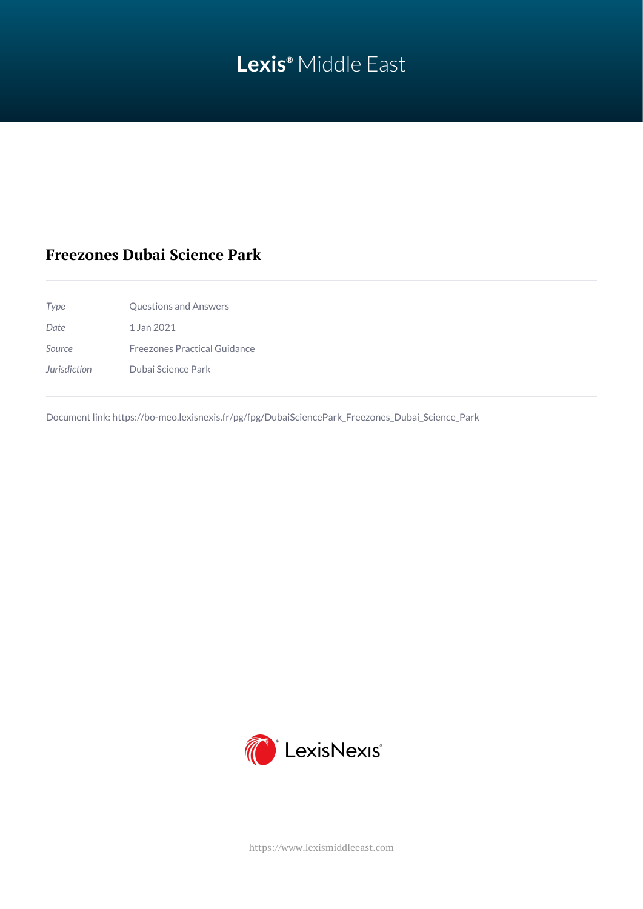Lexis® Middle East

# Freezones Dubai Science Park

| | |
|---|---|
| *Type* | Questions and Answers |
| *Date* | 1 Jan 2021 |
| *Source* | Freezones Practical Guidance |
| *Jurisdiction* | Dubai Science Park |

Document link: https://bo-meo.lexisnexis.fr/pg/fpg/DubaiSciencePark_Freezones_Dubai_Science_Park

LexisNexis®

https://www.lexismiddleeast.com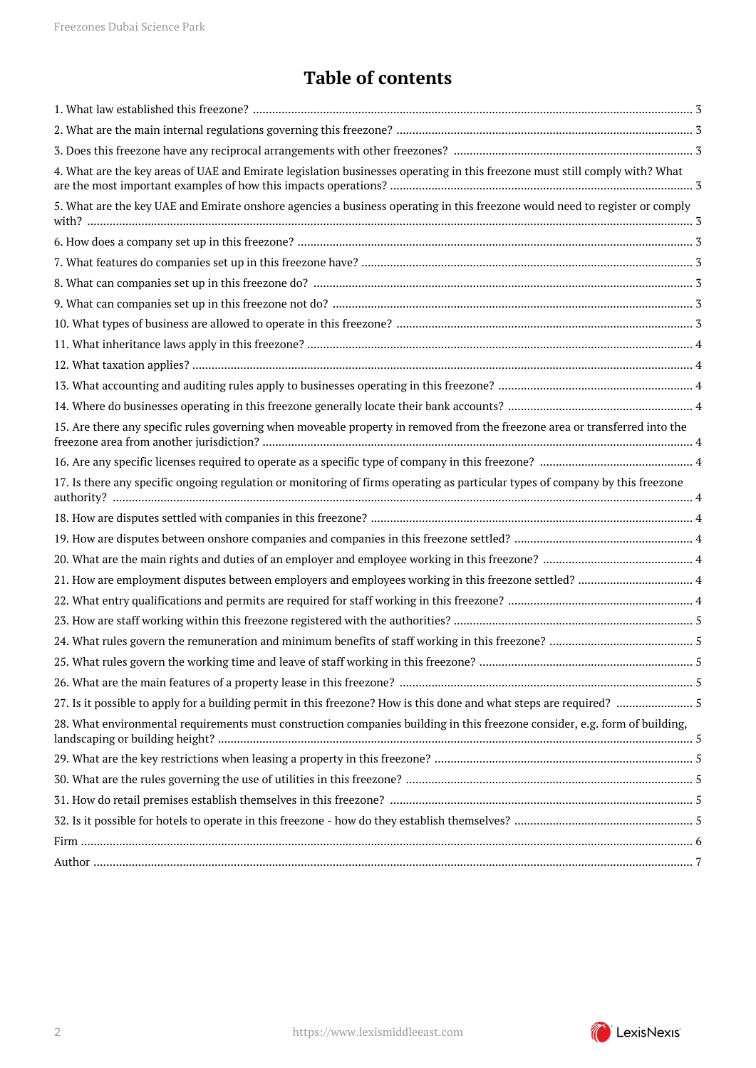# Table of contents

1. What law established this freezone? ..... 3
2. What are the main internal regulations governing this freezone? ..... 3
3. Does this freezone have any reciprocal arrangements with other freezones? ..... 3
4. What are the key areas of UAE and Emirate legislation businesses operating in this freezone must still comply with? What are the most important examples of how this impacts operations? ..... 3
5. What are the key UAE and Emirate onshore agencies a business operating in this freezone would need to register or comply with? ..... 3
6. How does a company set up in this freezone? ..... 3
7. What features do companies set up in this freezone have? ..... 3
8. What can companies set up in this freezone do? ..... 3
9. What can companies set up in this freezone not do? ..... 3
10. What types of business are allowed to operate in this freezone? ..... 3
11. What inheritance laws apply in this freezone? ..... 4
12. What taxation applies? ..... 4
13. What accounting and auditing rules apply to businesses operating in this freezone? ..... 4
14. Where do businesses operating in this freezone generally locate their bank accounts? ..... 4
15. Are there any specific rules governing when moveable property in removed from the freezone area or transferred into the freezone area from another jurisdiction? ..... 4
16. Are any specific licenses required to operate as a specific type of company in this freezone? ..... 4
17. Is there any specific ongoing regulation or monitoring of firms operating as particular types of company by this freezone authority? ..... 4
18. How are disputes settled with companies in this freezone? ..... 4
19. How are disputes between onshore companies and companies in this freezone settled? ..... 4
20. What are the main rights and duties of an employer and employee working in this freezone? ..... 4
21. How are employment disputes between employers and employees working in this freezone settled? ..... 4
22. What entry qualifications and permits are required for staff working in this freezone? ..... 4
23. How are staff working within this freezone registered with the authorities? ..... 5
24. What rules govern the remuneration and minimum benefits of staff working in this freezone? ..... 5
25. What rules govern the working time and leave of staff working in this freezone? ..... 5
26. What are the main features of a property lease in this freezone? ..... 5
27. Is it possible to apply for a building permit in this freezone? How is this done and what steps are required? ..... 5
28. What environmental requirements must construction companies building in this freezone consider, e.g. form of building, landscaping or building height? ..... 5
29. What are the key restrictions when leasing a property in this freezone? ..... 5
30. What are the rules governing the use of utilities in this freezone? ..... 5
31. How do retail premises establish themselves in this freezone? ..... 5
32. Is it possible for hotels to operate in this freezone - how do they establish themselves? ..... 5

Firm ..... 6

Author ..... 7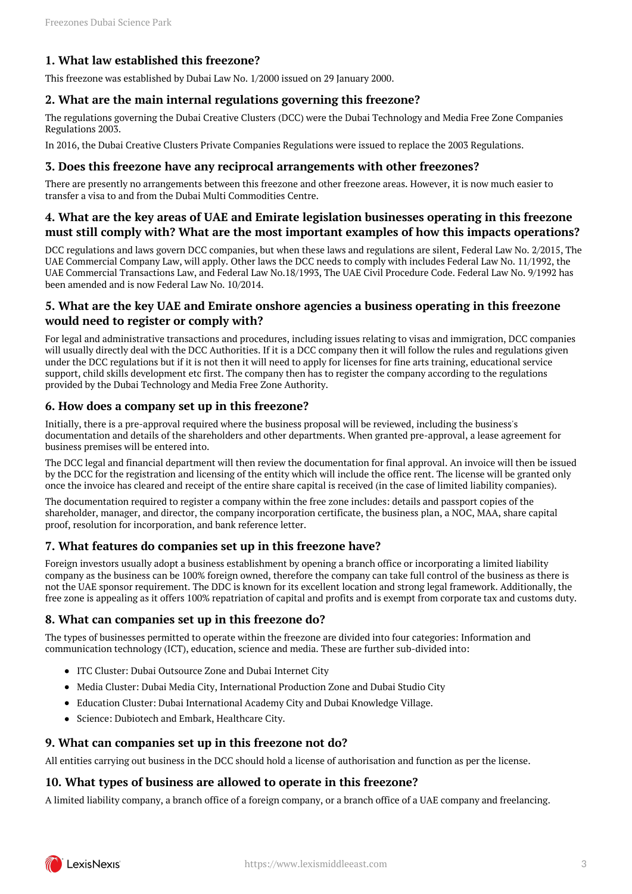### 1. What law established this freezone?

This freezone was established by Dubai Law No. 1/2000 issued on 29 January 2000.

### 2. What are the main internal regulations governing this freezone?

The regulations governing the Dubai Creative Clusters (DCC) were the Dubai Technology and Media Free Zone Companies Regulations 2003.

In 2016, the Dubai Creative Clusters Private Companies Regulations were issued to replace the 2003 Regulations.

### 3. Does this freezone have any reciprocal arrangements with other freezones?

There are presently no arrangements between this freezone and other freezone areas. However, it is now much easier to transfer a visa to and from the Dubai Multi Commodities Centre.

### 4. What are the key areas of UAE and Emirate legislation businesses operating in this freezone must still comply with? What are the most important examples of how this impacts operations?

DCC regulations and laws govern DCC companies, but when these laws and regulations are silent, Federal Law No. 2/2015, The UAE Commercial Company Law, will apply. Other laws the DCC needs to comply with includes Federal Law No. 11/1992, the UAE Commercial Transactions Law, and Federal Law No.18/1993, The UAE Civil Procedure Code. Federal Law No. 9/1992 has been amended and is now Federal Law No. 10/2014.

### 5. What are the key UAE and Emirate onshore agencies a business operating in this freezone would need to register or comply with?

For legal and administrative transactions and procedures, including issues relating to visas and immigration, DCC companies will usually directly deal with the DCC Authorities. If it is a DCC company then it will follow the rules and regulations given under the DCC regulations but if it is not then it will need to apply for licenses for fine arts training, educational service support, child skills development etc first. The company then has to register the company according to the regulations provided by the Dubai Technology and Media Free Zone Authority.

### 6. How does a company set up in this freezone?

Initially, there is a pre-approval required where the business proposal will be reviewed, including the business's documentation and details of the shareholders and other departments. When granted pre-approval, a lease agreement for business premises will be entered into.

The DCC legal and financial department will then review the documentation for final approval. An invoice will then be issued by the DCC for the registration and licensing of the entity which will include the office rent. The license will be granted only once the invoice has cleared and receipt of the entire share capital is received (in the case of limited liability companies).

The documentation required to register a company within the free zone includes: details and passport copies of the shareholder, manager, and director, the company incorporation certificate, the business plan, a NOC, MAA, share capital proof, resolution for incorporation, and bank reference letter.

### 7. What features do companies set up in this freezone have?

Foreign investors usually adopt a business establishment by opening a branch office or incorporating a limited liability company as the business can be 100% foreign owned, therefore the company can take full control of the business as there is not the UAE sponsor requirement. The DDC is known for its excellent location and strong legal framework. Additionally, the free zone is appealing as it offers 100% repatriation of capital and profits and is exempt from corporate tax and customs duty.

### 8. What can companies set up in this freezone do?

The types of businesses permitted to operate within the freezone are divided into four categories: Information and communication technology (ICT), education, science and media. These are further sub-divided into:

- ITC Cluster: Dubai Outsource Zone and Dubai Internet City
- Media Cluster: Dubai Media City, International Production Zone and Dubai Studio City
- Education Cluster: Dubai International Academy City and Dubai Knowledge Village.
- Science: Dubiotech and Embark, Healthcare City.

### 9. What can companies set up in this freezone not do?

All entities carrying out business in the DCC should hold a license of authorisation and function as per the license.

### 10. What types of business are allowed to operate in this freezone?

A limited liability company, a branch office of a foreign company, or a branch office of a UAE company and freelancing.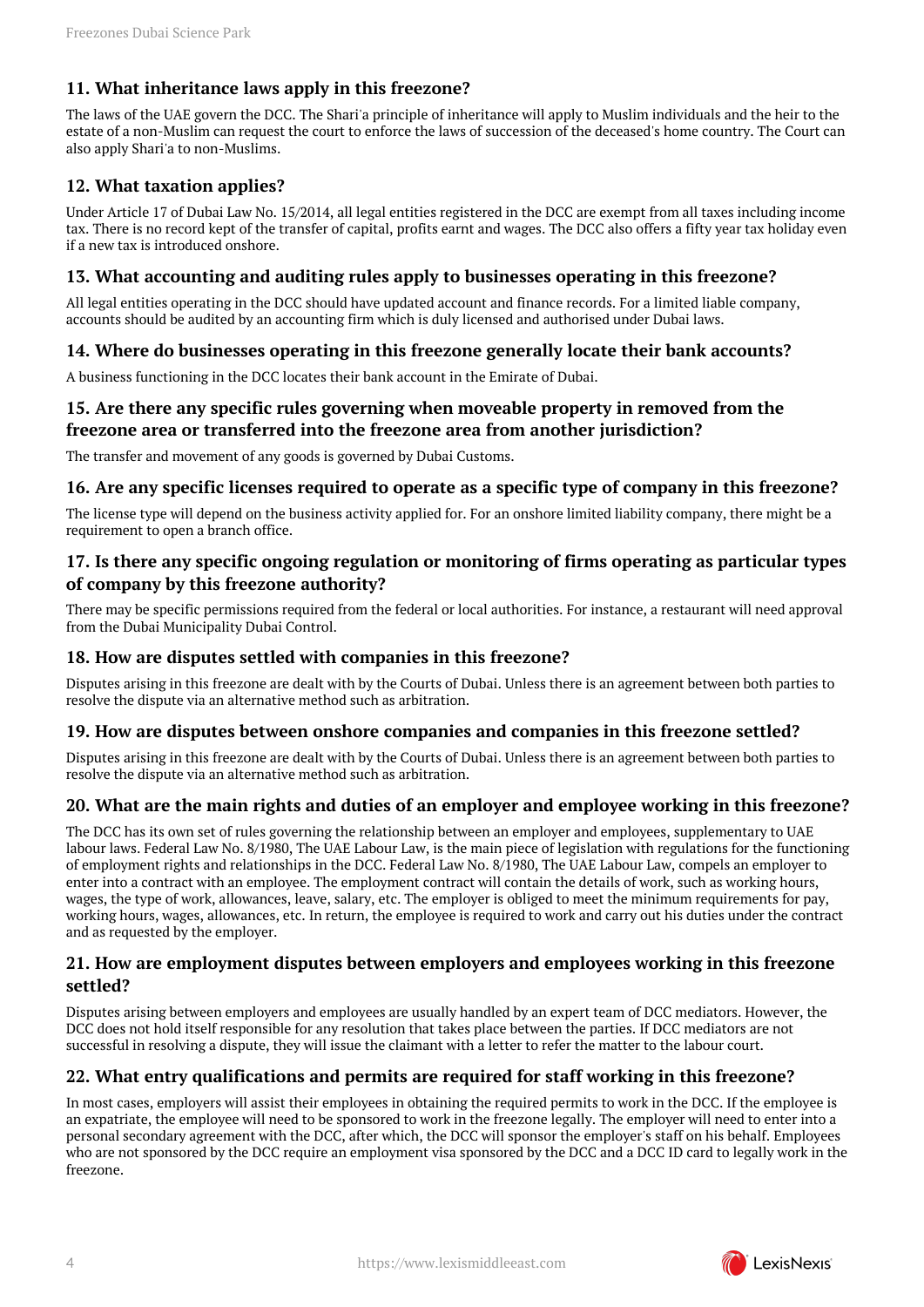### 11. What inheritance laws apply in this freezone?

The laws of the UAE govern the DCC. The Shari'a principle of inheritance will apply to Muslim individuals and the heir to the estate of a non-Muslim can request the court to enforce the laws of succession of the deceased's home country. The Court can also apply Shari'a to non-Muslims.

### 12. What taxation applies?

Under Article 17 of Dubai Law No. 15/2014, all legal entities registered in the DCC are exempt from all taxes including income tax. There is no record kept of the transfer of capital, profits earnt and wages. The DCC also offers a fifty year tax holiday even if a new tax is introduced onshore.

### 13. What accounting and auditing rules apply to businesses operating in this freezone?

All legal entities operating in the DCC should have updated account and finance records. For a limited liable company, accounts should be audited by an accounting firm which is duly licensed and authorised under Dubai laws.

### 14. Where do businesses operating in this freezone generally locate their bank accounts?

A business functioning in the DCC locates their bank account in the Emirate of Dubai.

### 15. Are there any specific rules governing when moveable property in removed from the freezone area or transferred into the freezone area from another jurisdiction?

The transfer and movement of any goods is governed by Dubai Customs.

### 16. Are any specific licenses required to operate as a specific type of company in this freezone?

The license type will depend on the business activity applied for. For an onshore limited liability company, there might be a requirement to open a branch office.

### 17. Is there any specific ongoing regulation or monitoring of firms operating as particular types of company by this freezone authority?

There may be specific permissions required from the federal or local authorities. For instance, a restaurant will need approval from the Dubai Municipality Dubai Control.

### 18. How are disputes settled with companies in this freezone?

Disputes arising in this freezone are dealt with by the Courts of Dubai. Unless there is an agreement between both parties to resolve the dispute via an alternative method such as arbitration.

### 19. How are disputes between onshore companies and companies in this freezone settled?

Disputes arising in this freezone are dealt with by the Courts of Dubai. Unless there is an agreement between both parties to resolve the dispute via an alternative method such as arbitration.

### 20. What are the main rights and duties of an employer and employee working in this freezone?

The DCC has its own set of rules governing the relationship between an employer and employees, supplementary to UAE labour laws. Federal Law No. 8/1980, The UAE Labour Law, is the main piece of legislation with regulations for the functioning of employment rights and relationships in the DCC. Federal Law No. 8/1980, The UAE Labour Law, compels an employer to enter into a contract with an employee. The employment contract will contain the details of work, such as working hours, wages, the type of work, allowances, leave, salary, etc. The employer is obliged to meet the minimum requirements for pay, working hours, wages, allowances, etc. In return, the employee is required to work and carry out his duties under the contract and as requested by the employer.

### 21. How are employment disputes between employers and employees working in this freezone settled?

Disputes arising between employers and employees are usually handled by an expert team of DCC mediators. However, the DCC does not hold itself responsible for any resolution that takes place between the parties. If DCC mediators are not successful in resolving a dispute, they will issue the claimant with a letter to refer the matter to the labour court.

### 22. What entry qualifications and permits are required for staff working in this freezone?

In most cases, employers will assist their employees in obtaining the required permits to work in the DCC. If the employee is an expatriate, the employee will need to be sponsored to work in the freezone legally. The employer will need to enter into a personal secondary agreement with the DCC, after which, the DCC will sponsor the employer's staff on his behalf. Employees who are not sponsored by the DCC require an employment visa sponsored by the DCC and a DCC ID card to legally work in the freezone.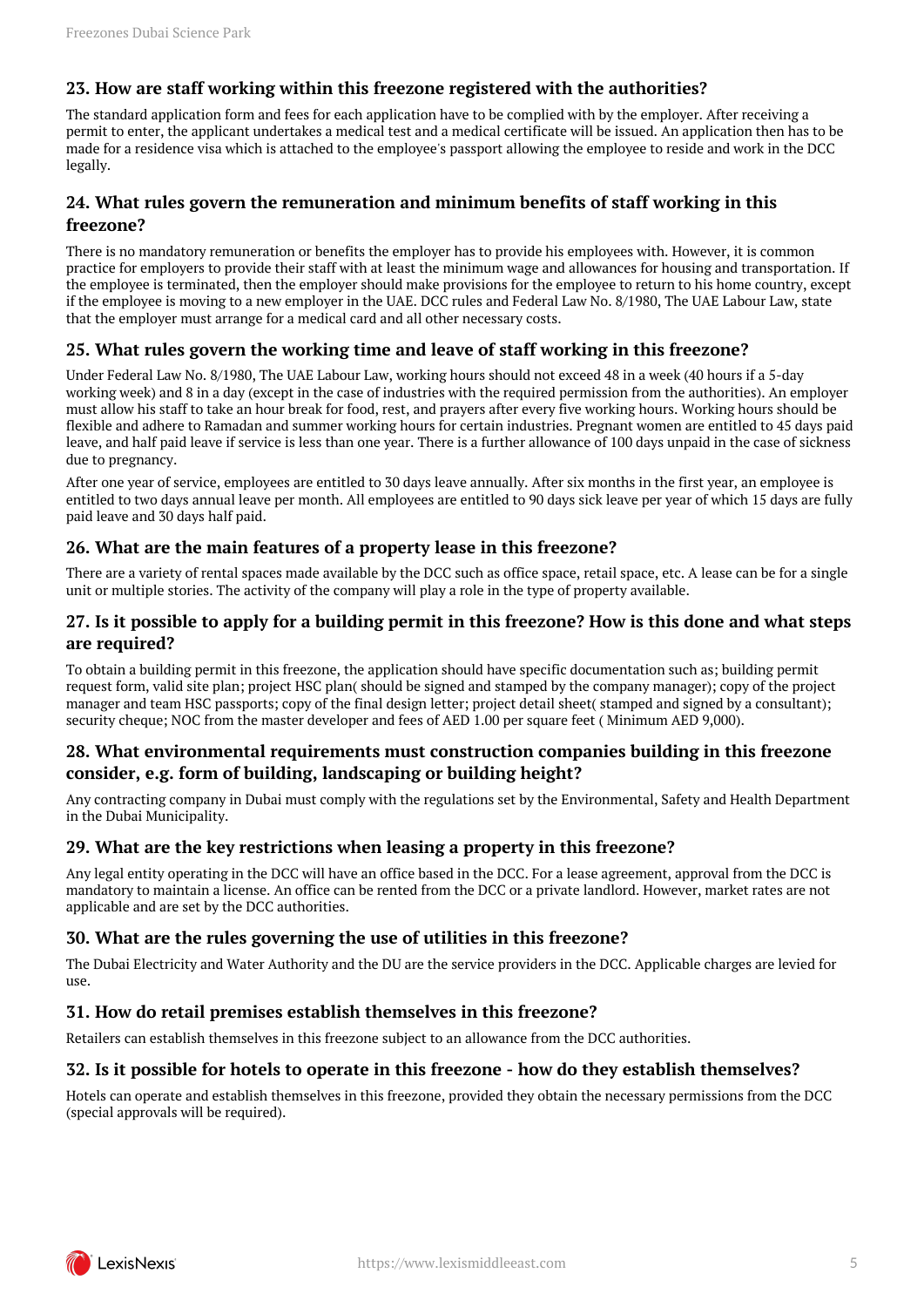## 23. How are staff working within this freezone registered with the authorities?

The standard application form and fees for each application have to be complied with by the employer. After receiving a permit to enter, the applicant undertakes a medical test and a medical certificate will be issued. An application then has to be made for a residence visa which is attached to the employee's passport allowing the employee to reside and work in the DCC legally.

## 24. What rules govern the remuneration and minimum benefits of staff working in this freezone?

There is no mandatory remuneration or benefits the employer has to provide his employees with. However, it is common practice for employers to provide their staff with at least the minimum wage and allowances for housing and transportation. If the employee is terminated, then the employer should make provisions for the employee to return to his home country, except if the employee is moving to a new employer in the UAE. DCC rules and Federal Law No. 8/1980, The UAE Labour Law, state that the employer must arrange for a medical card and all other necessary costs.

## 25. What rules govern the working time and leave of staff working in this freezone?

Under Federal Law No. 8/1980, The UAE Labour Law, working hours should not exceed 48 in a week (40 hours if a 5-day working week) and 8 in a day (except in the case of industries with the required permission from the authorities). An employer must allow his staff to take an hour break for food, rest, and prayers after every five working hours. Working hours should be flexible and adhere to Ramadan and summer working hours for certain industries. Pregnant women are entitled to 45 days paid leave, and half paid leave if service is less than one year. There is a further allowance of 100 days unpaid in the case of sickness due to pregnancy.

After one year of service, employees are entitled to 30 days leave annually. After six months in the first year, an employee is entitled to two days annual leave per month. All employees are entitled to 90 days sick leave per year of which 15 days are fully paid leave and 30 days half paid.

## 26. What are the main features of a property lease in this freezone?

There are a variety of rental spaces made available by the DCC such as office space, retail space, etc. A lease can be for a single unit or multiple stories. The activity of the company will play a role in the type of property available.

## 27. Is it possible to apply for a building permit in this freezone? How is this done and what steps are required?

To obtain a building permit in this freezone, the application should have specific documentation such as; building permit request form, valid site plan; project HSC plan( should be signed and stamped by the company manager); copy of the project manager and team HSC passports; copy of the final design letter; project detail sheet( stamped and signed by a consultant); security cheque; NOC from the master developer and fees of AED 1.00 per square feet ( Minimum AED 9,000).

## 28. What environmental requirements must construction companies building in this freezone consider, e.g. form of building, landscaping or building height?

Any contracting company in Dubai must comply with the regulations set by the Environmental, Safety and Health Department in the Dubai Municipality.

## 29. What are the key restrictions when leasing a property in this freezone?

Any legal entity operating in the DCC will have an office based in the DCC. For a lease agreement, approval from the DCC is mandatory to maintain a license. An office can be rented from the DCC or a private landlord. However, market rates are not applicable and are set by the DCC authorities.

## 30. What are the rules governing the use of utilities in this freezone?

The Dubai Electricity and Water Authority and the DU are the service providers in the DCC. Applicable charges are levied for use.

## 31. How do retail premises establish themselves in this freezone?

Retailers can establish themselves in this freezone subject to an allowance from the DCC authorities.

## 32. Is it possible for hotels to operate in this freezone - how do they establish themselves?

Hotels can operate and establish themselves in this freezone, provided they obtain the necessary permissions from the DCC (special approvals will be required).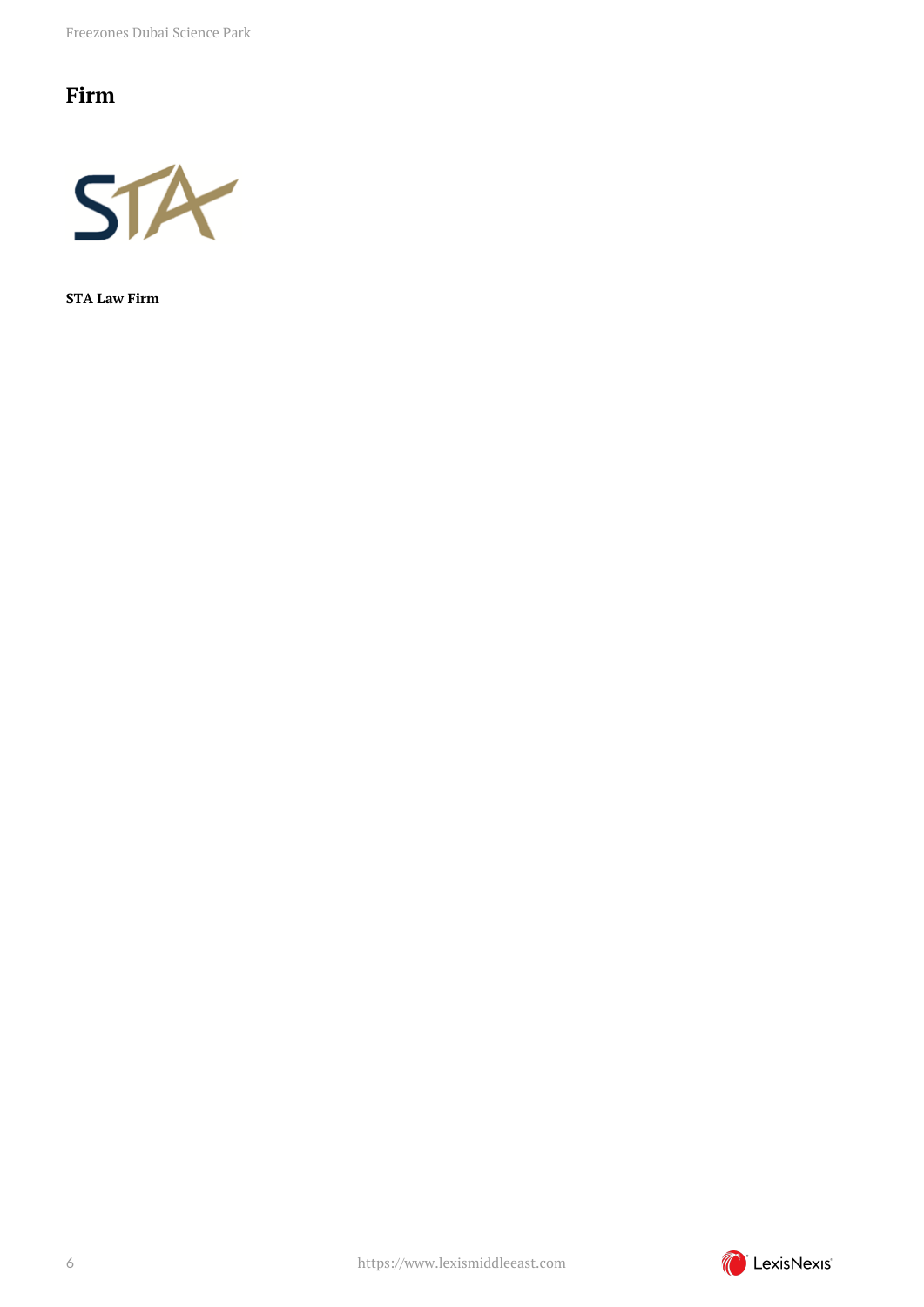## Firm

**STA Law Firm**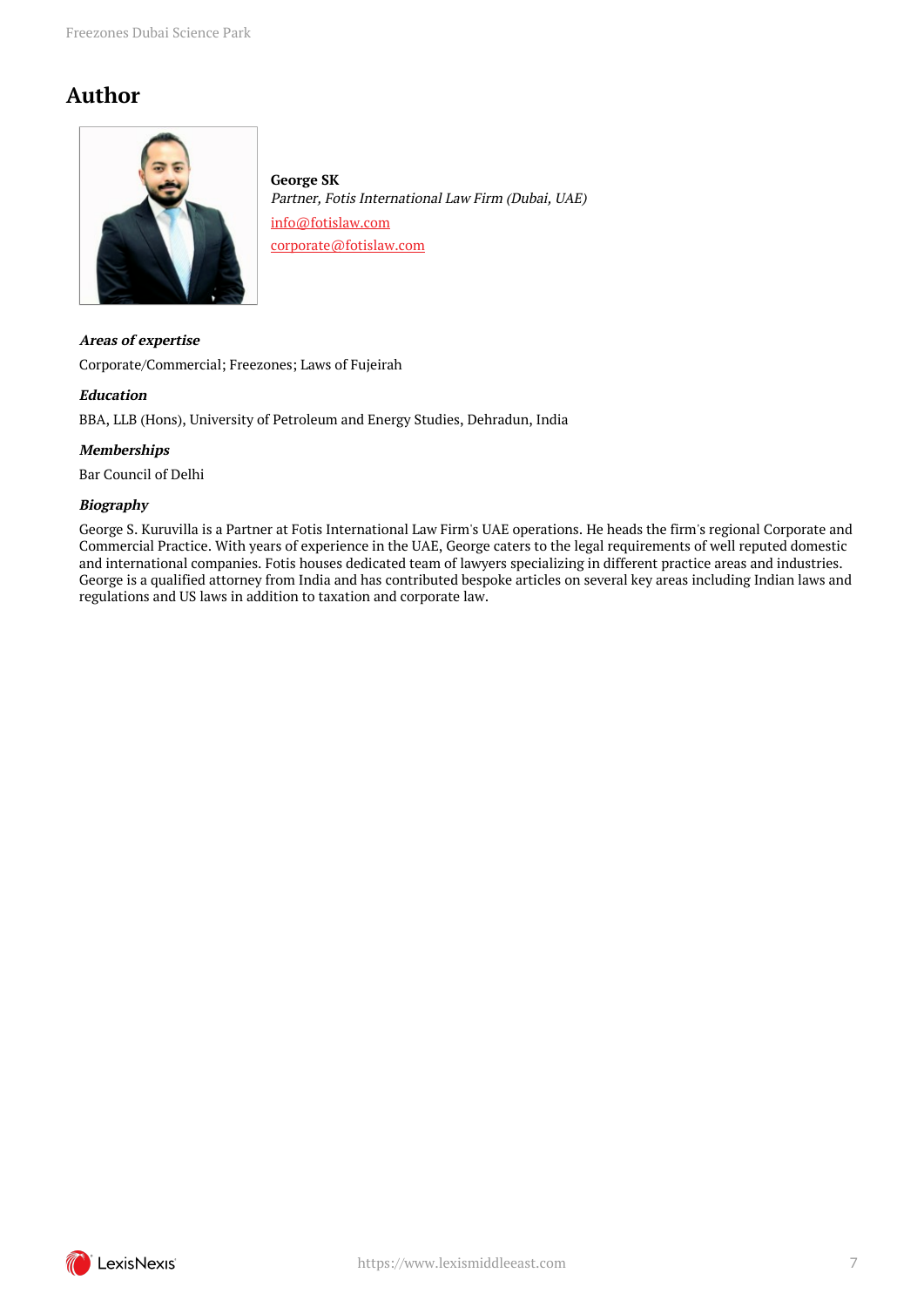# Author

**George SK**
*Partner, Fotis International Law Firm (Dubai, UAE)*
info@fotislaw.com
corporate@fotislaw.com

***Areas of expertise***

Corporate/Commercial; Freezones; Laws of Fujeirah

***Education***

BBA, LLB (Hons), University of Petroleum and Energy Studies, Dehradun, India

***Memberships***

Bar Council of Delhi

***Biography***

George S. Kuruvilla is a Partner at Fotis International Law Firm's UAE operations. He heads the firm's regional Corporate and Commercial Practice. With years of experience in the UAE, George caters to the legal requirements of well reputed domestic and international companies. Fotis houses dedicated team of lawyers specializing in different practice areas and industries. George is a qualified attorney from India and has contributed bespoke articles on several key areas including Indian laws and regulations and US laws in addition to taxation and corporate law.